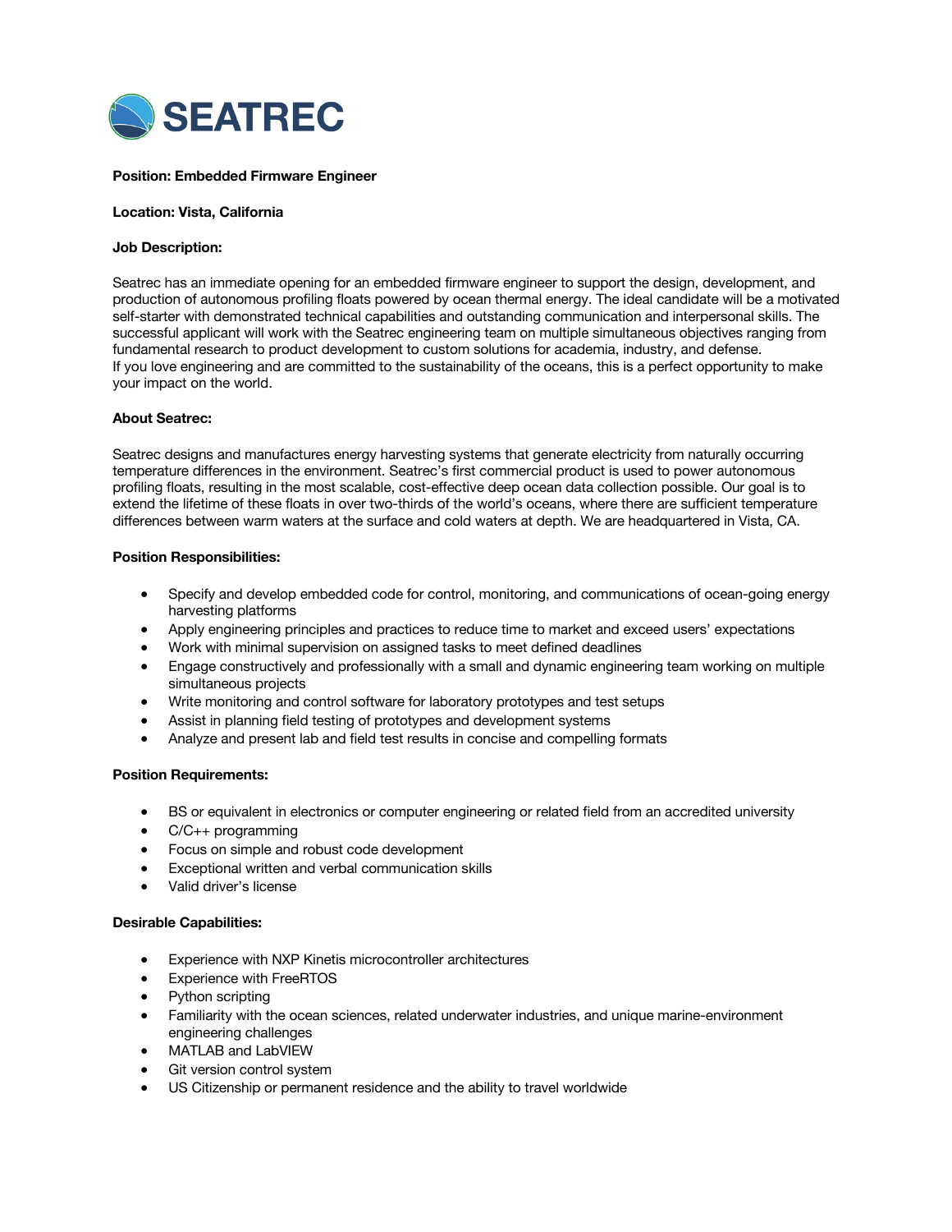# SEATREC

**Position: Embedded Firmware Engineer**

**Location: Vista, California**

**Job Description:**

Seatrec has an immediate opening for an embedded firmware engineer to support the design, development, and production of autonomous profiling floats powered by ocean thermal energy. The ideal candidate will be a motivated self-starter with demonstrated technical capabilities and outstanding communication and interpersonal skills. The successful applicant will work with the Seatrec engineering team on multiple simultaneous objectives ranging from fundamental research to product development to custom solutions for academia, industry, and defense.
If you love engineering and are committed to the sustainability of the oceans, this is a perfect opportunity to make your impact on the world.

**About Seatrec:**

Seatrec designs and manufactures energy harvesting systems that generate electricity from naturally occurring temperature differences in the environment. Seatrec's first commercial product is used to power autonomous profiling floats, resulting in the most scalable, cost-effective deep ocean data collection possible. Our goal is to extend the lifetime of these floats in over two-thirds of the world's oceans, where there are sufficient temperature differences between warm waters at the surface and cold waters at depth. We are headquartered in Vista, CA.

**Position Responsibilities:**

- Specify and develop embedded code for control, monitoring, and communications of ocean-going energy harvesting platforms
- Apply engineering principles and practices to reduce time to market and exceed users' expectations
- Work with minimal supervision on assigned tasks to meet defined deadlines
- Engage constructively and professionally with a small and dynamic engineering team working on multiple simultaneous projects
- Write monitoring and control software for laboratory prototypes and test setups
- Assist in planning field testing of prototypes and development systems
- Analyze and present lab and field test results in concise and compelling formats

**Position Requirements:**

- BS or equivalent in electronics or computer engineering or related field from an accredited university
- C/C++ programming
- Focus on simple and robust code development
- Exceptional written and verbal communication skills
- Valid driver's license

**Desirable Capabilities:**

- Experience with NXP Kinetis microcontroller architectures
- Experience with FreeRTOS
- Python scripting
- Familiarity with the ocean sciences, related underwater industries, and unique marine-environment engineering challenges
- MATLAB and LabVIEW
- Git version control system
- US Citizenship or permanent residence and the ability to travel worldwide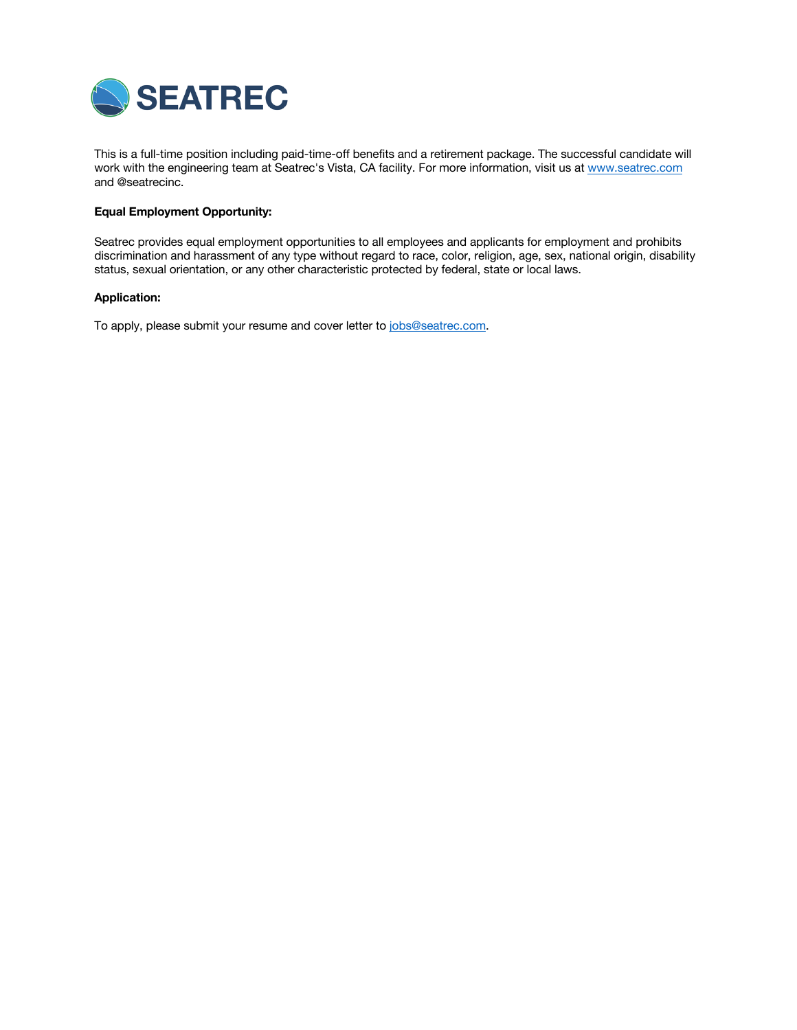SEATREC

This is a full-time position including paid-time-off benefits and a retirement package. The successful candidate will work with the engineering team at Seatrec's Vista, CA facility. For more information, visit us at www.seatrec.com and @seatrecinc.

**Equal Employment Opportunity:**

Seatrec provides equal employment opportunities to all employees and applicants for employment and prohibits discrimination and harassment of any type without regard to race, color, religion, age, sex, national origin, disability status, sexual orientation, or any other characteristic protected by federal, state or local laws.

**Application:**

To apply, please submit your resume and cover letter to jobs@seatrec.com.